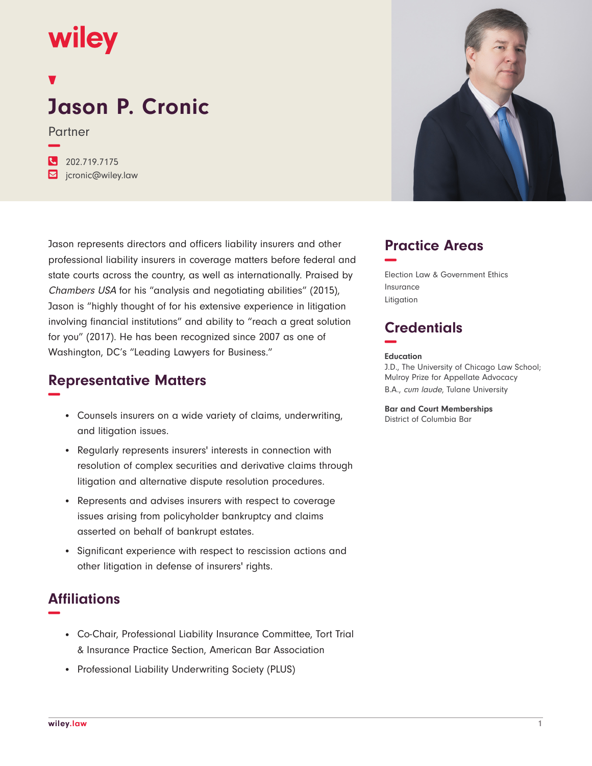wiley

# Jason P. Cronic

Partner

202.719.7175
jcronic@wiley.law

Jason represents directors and officers liability insurers and other professional liability insurers in coverage matters before federal and state courts across the country, as well as internationally. Praised by *Chambers USA* for his "analysis and negotiating abilities" (2015), Jason is "highly thought of for his extensive experience in litigation involving financial institutions" and ability to "reach a great solution for you" (2017). He has been recognized since 2007 as one of Washington, DC's "Leading Lawyers for Business."

## Representative Matters

- Counsels insurers on a wide variety of claims, underwriting, and litigation issues.
- Regularly represents insurers' interests in connection with resolution of complex securities and derivative claims through litigation and alternative dispute resolution procedures.
- Represents and advises insurers with respect to coverage issues arising from policyholder bankruptcy and claims asserted on behalf of bankrupt estates.
- Significant experience with respect to rescission actions and other litigation in defense of insurers' rights.

## Affiliations

- Co-Chair, Professional Liability Insurance Committee, Tort Trial & Insurance Practice Section, American Bar Association
- Professional Liability Underwriting Society (PLUS)

## Practice Areas

Election Law & Government Ethics
Insurance
Litigation

## Credentials

**Education**
J.D., The University of Chicago Law School; Mulroy Prize for Appellate Advocacy
B.A., *cum laude*, Tulane University

**Bar and Court Memberships**
District of Columbia Bar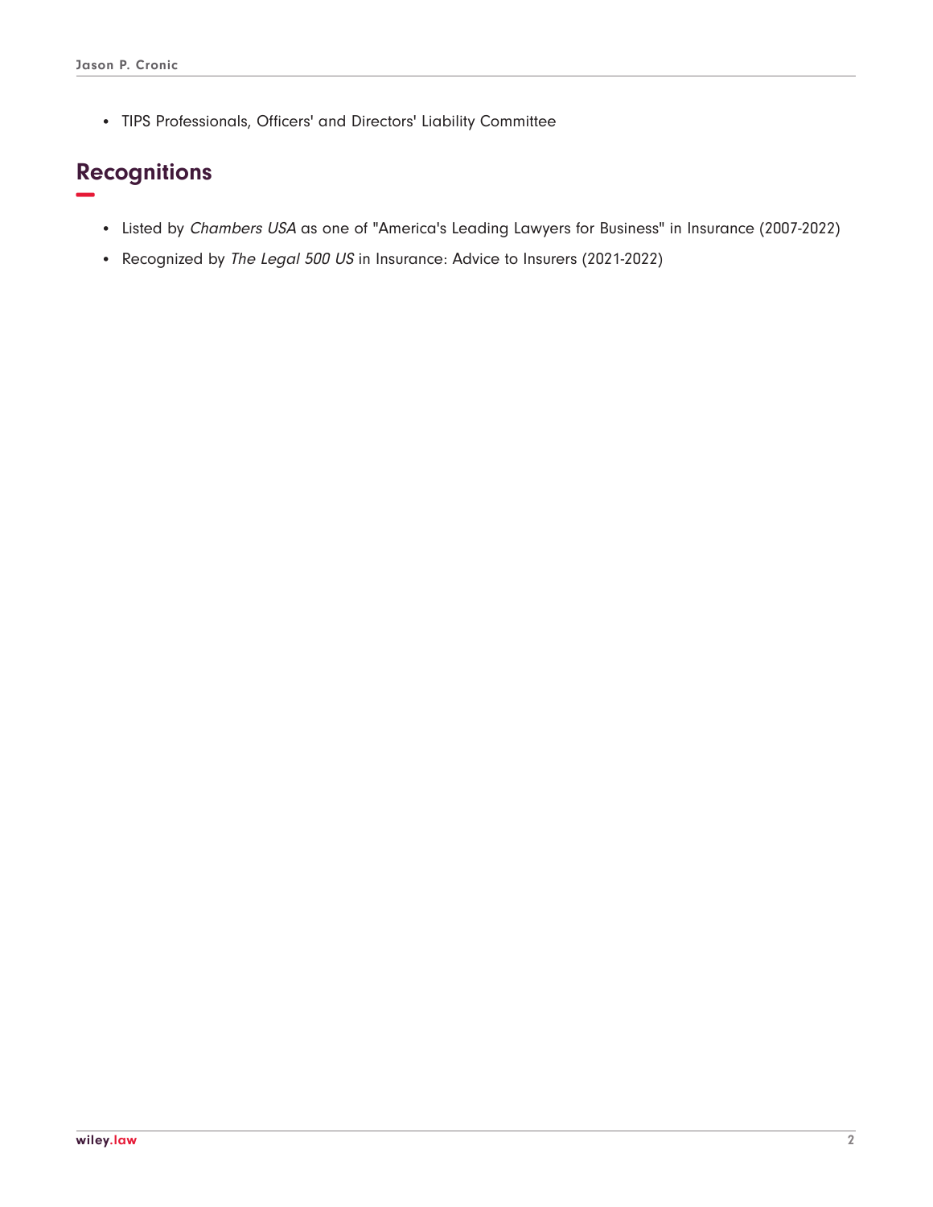- TIPS Professionals, Officers' and Directors' Liability Committee

## Recognitions

- Listed by *Chambers USA* as one of "America's Leading Lawyers for Business" in Insurance (2007-2022)
- Recognized by *The Legal 500 US* in Insurance: Advice to Insurers (2021-2022)